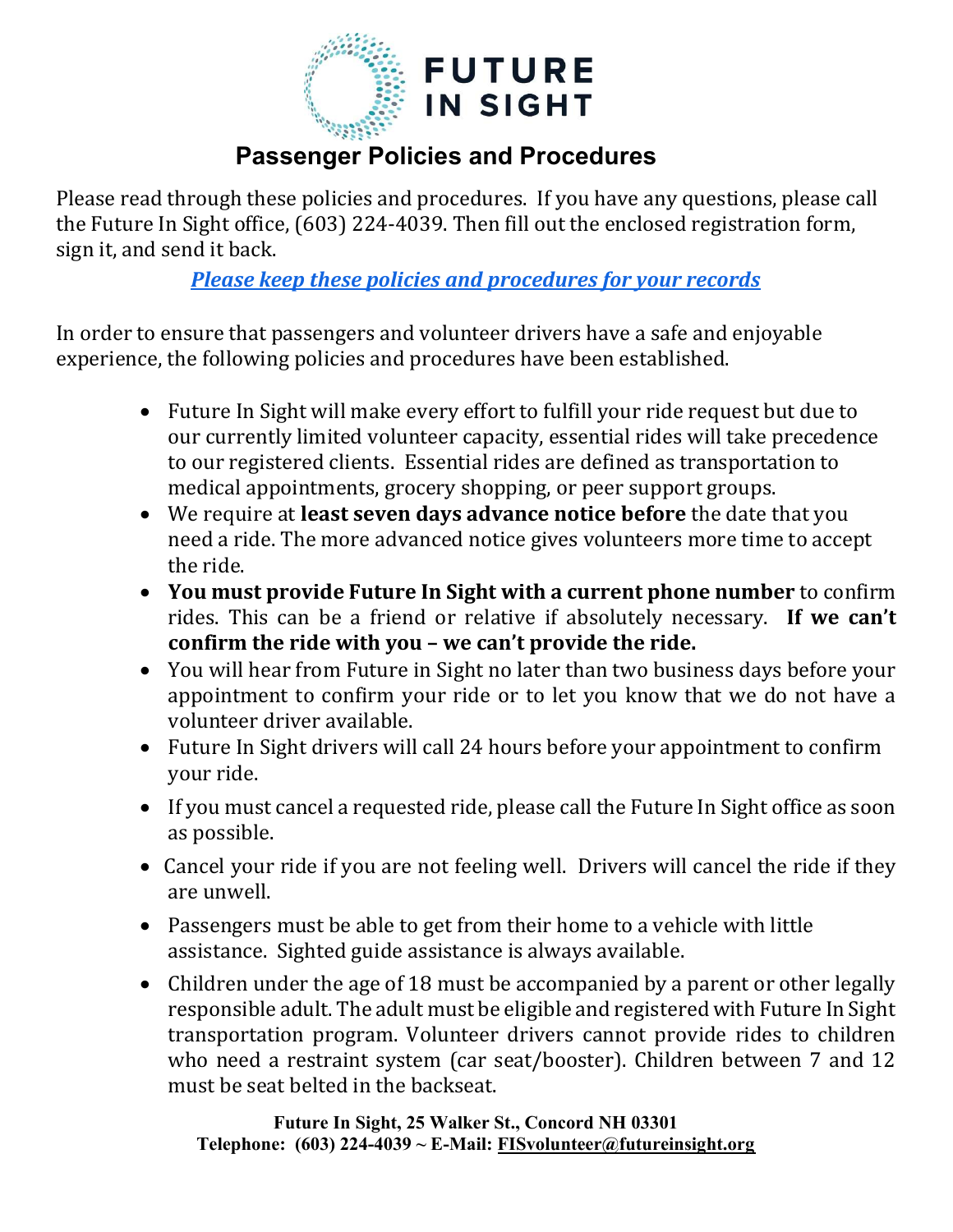# FUTURE IN SIGHT

## Passenger Policies and Procedures

Please read through these policies and procedures. If you have any questions, please call the Future In Sight office, (603) 224-4039. Then fill out the enclosed registration form, sign it, and send it back.

***Please keep these policies and procedures for your records***

In order to ensure that passengers and volunteer drivers have a safe and enjoyable experience, the following policies and procedures have been established.

- Future In Sight will make every effort to fulfill your ride request but due to our currently limited volunteer capacity, essential rides will take precedence to our registered clients. Essential rides are defined as transportation to medical appointments, grocery shopping, or peer support groups.
- We require at **least seven days advance notice before** the date that you need a ride. The more advanced notice gives volunteers more time to accept the ride.
- **You must provide Future In Sight with a current phone number** to confirm rides. This can be a friend or relative if absolutely necessary. **If we can't confirm the ride with you – we can't provide the ride.**
- You will hear from Future in Sight no later than two business days before your appointment to confirm your ride or to let you know that we do not have a volunteer driver available.
- Future In Sight drivers will call 24 hours before your appointment to confirm your ride.
- If you must cancel a requested ride, please call the Future In Sight office as soon as possible.
- Cancel your ride if you are not feeling well. Drivers will cancel the ride if they are unwell.
- Passengers must be able to get from their home to a vehicle with little assistance. Sighted guide assistance is always available.
- Children under the age of 18 must be accompanied by a parent or other legally responsible adult. The adult must be eligible and registered with Future In Sight transportation program. Volunteer drivers cannot provide rides to children who need a restraint system (car seat/booster). Children between 7 and 12 must be seat belted in the backseat.

**Future In Sight, 25 Walker St., Concord NH 03301**
**Telephone: (603) 224-4039 ~ E-Mail: FISvolunteer@futureinsight.org**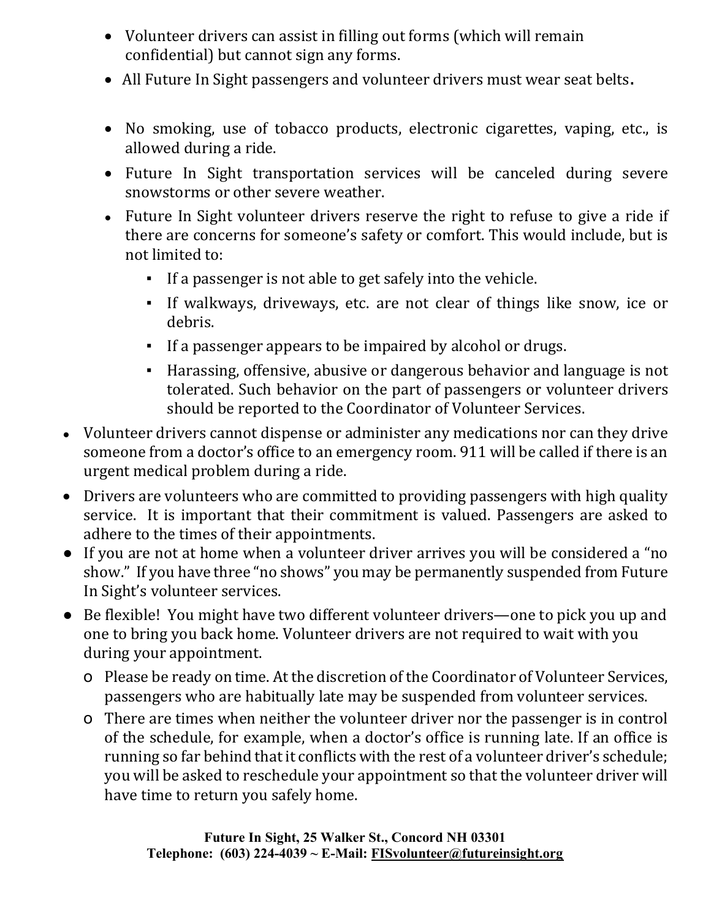- Volunteer drivers can assist in filling out forms (which will remain confidential) but cannot sign any forms.
- All Future In Sight passengers and volunteer drivers must wear seat belts**.**
- No smoking, use of tobacco products, electronic cigarettes, vaping, etc., is allowed during a ride.
- Future In Sight transportation services will be canceled during severe snowstorms or other severe weather.
- Future In Sight volunteer drivers reserve the right to refuse to give a ride if there are concerns for someone's safety or comfort. This would include, but is not limited to:
    - If a passenger is not able to get safely into the vehicle.
    - If walkways, driveways, etc. are not clear of things like snow, ice or debris.
    - If a passenger appears to be impaired by alcohol or drugs.
    - Harassing, offensive, abusive or dangerous behavior and language is not tolerated. Such behavior on the part of passengers or volunteer drivers should be reported to the Coordinator of Volunteer Services.

- Volunteer drivers cannot dispense or administer any medications nor can they drive someone from a doctor's office to an emergency room. 911 will be called if there is an urgent medical problem during a ride.
- Drivers are volunteers who are committed to providing passengers with high quality service. It is important that their commitment is valued. Passengers are asked to adhere to the times of their appointments.
- If you are not at home when a volunteer driver arrives you will be considered a "no show." If you have three "no shows" you may be permanently suspended from Future In Sight's volunteer services.
- Be flexible! You might have two different volunteer drivers—one to pick you up and one to bring you back home. Volunteer drivers are not required to wait with you during your appointment.
    - Please be ready on time. At the discretion of the Coordinator of Volunteer Services, passengers who are habitually late may be suspended from volunteer services.
    - There are times when neither the volunteer driver nor the passenger is in control of the schedule, for example, when a doctor's office is running late. If an office is running so far behind that it conflicts with the rest of a volunteer driver's schedule; you will be asked to reschedule your appointment so that the volunteer driver will have time to return you safely home.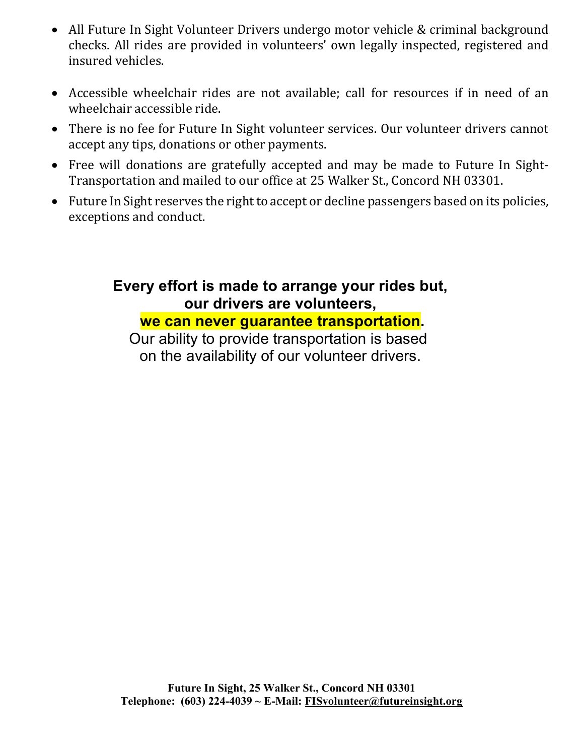- All Future In Sight Volunteer Drivers undergo motor vehicle & criminal background checks. All rides are provided in volunteers' own legally inspected, registered and insured vehicles.

- Accessible wheelchair rides are not available; call for resources if in need of an wheelchair accessible ride.
- There is no fee for Future In Sight volunteer services. Our volunteer drivers cannot accept any tips, donations or other payments.
- Free will donations are gratefully accepted and may be made to Future In Sight-Transportation and mailed to our office at 25 Walker St., Concord NH 03301.
- Future In Sight reserves the right to accept or decline passengers based on its policies, exceptions and conduct.

**Every effort is made to arrange your rides but, our drivers are volunteers, we can never guarantee transportation.**

Our ability to provide transportation is based on the availability of our volunteer drivers.

**Future In Sight, 25 Walker St., Concord NH 03301**
**Telephone: (603) 224-4039 ~ E-Mail: FISvolunteer@futureinsight.org**